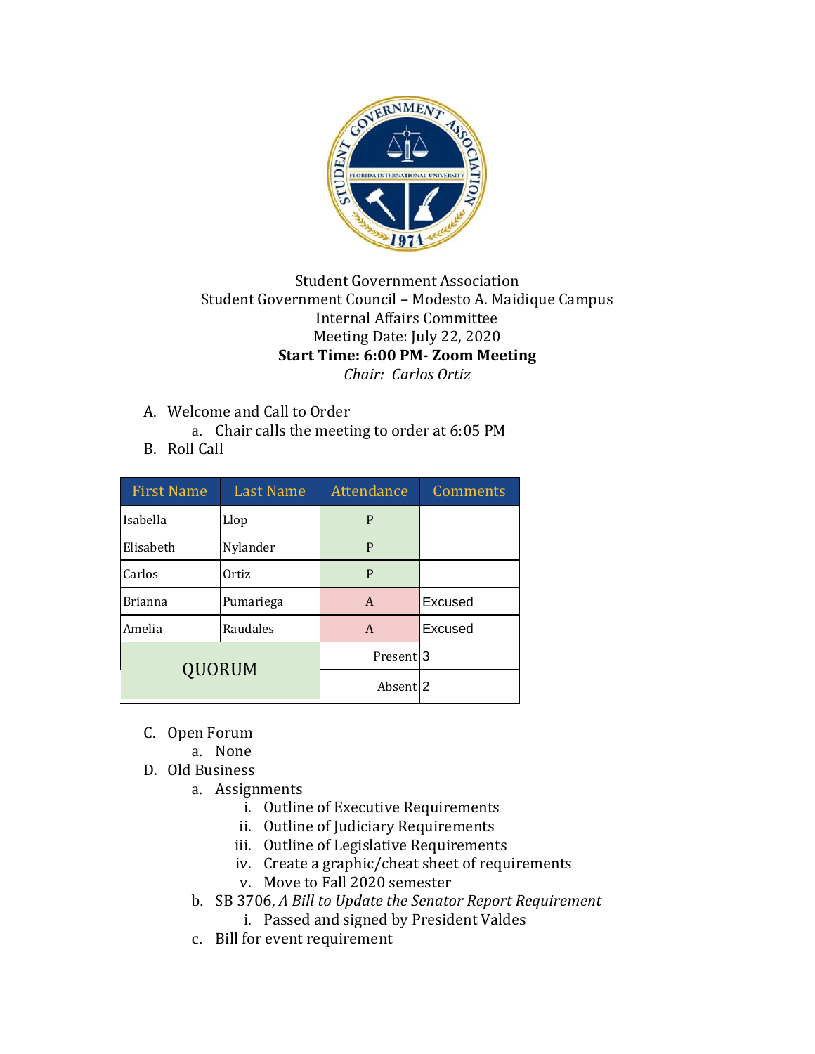Student Government Association
Student Government Council – Modesto A. Maidique Campus
Internal Affairs Committee
Meeting Date: July 22, 2020
**Start Time: 6:00 PM- Zoom Meeting**
*Chair: Carlos Ortiz*

A. Welcome and Call to Order
    a. Chair calls the meeting to order at 6:05 PM
B. Roll Call

| First Name | Last Name | Attendance | Comments |
|---|---|---|---|
| Isabella | Llop | P | |
| Elisabeth | Nylander | P | |
| Carlos | Ortiz | P | |
| Brianna | Pumariega | A | Excused |
| Amelia | Raudales | A | Excused |
| QUORUM | | Present | 3 |
| | | Absent | 2 |

C. Open Forum
    a. None
D. Old Business
    a. Assignments
        i. Outline of Executive Requirements
        ii. Outline of Judiciary Requirements
        iii. Outline of Legislative Requirements
        iv. Create a graphic/cheat sheet of requirements
        v. Move to Fall 2020 semester
    b. SB 3706, *A Bill to Update the Senator Report Requirement*
        i. Passed and signed by President Valdes
    c. Bill for event requirement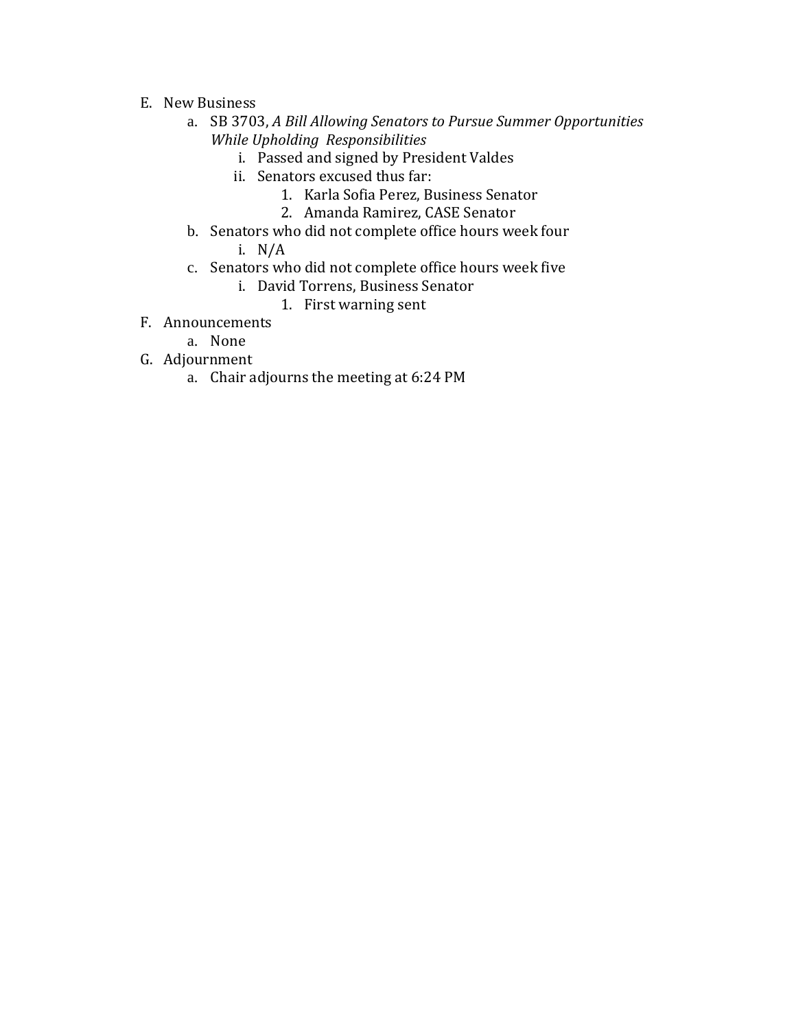E. New Business
    a. SB 3703, *A Bill Allowing Senators to Pursue Summer Opportunities While Upholding Responsibilities*
        i. Passed and signed by President Valdes
        ii. Senators excused thus far:
            1. Karla Sofia Perez, Business Senator
            2. Amanda Ramirez, CASE Senator
    b. Senators who did not complete office hours week four
        i. N/A
    c. Senators who did not complete office hours week five
        i. David Torrens, Business Senator
            1. First warning sent

F. Announcements
    a. None

G. Adjournment
    a. Chair adjourns the meeting at 6:24 PM